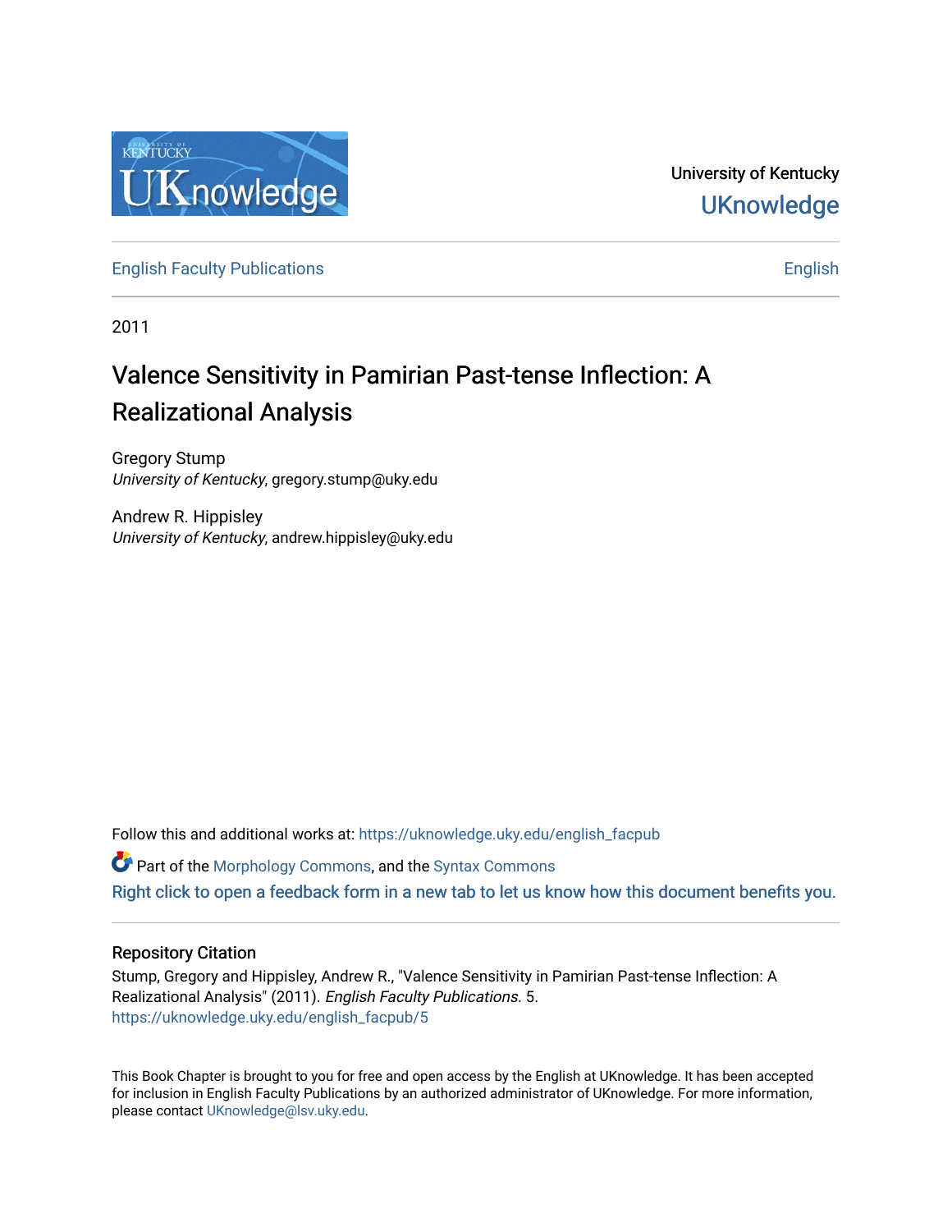University of Kentucky

UKnowledge

English Faculty Publications

English

2011

# Valence Sensitivity in Pamirian Past-tense Inflection: A Realizational Analysis

Gregory Stump
*University of Kentucky*, gregory.stump@uky.edu

Andrew R. Hippisley
*University of Kentucky*, andrew.hippisley@uky.edu

Follow this and additional works at: https://uknowledge.uky.edu/english_facpub

Part of the Morphology Commons, and the Syntax Commons

Right click to open a feedback form in a new tab to let us know how this document benefits you.

## Repository Citation

Stump, Gregory and Hippisley, Andrew R., "Valence Sensitivity in Pamirian Past-tense Inflection: A Realizational Analysis" (2011). *English Faculty Publications*. 5.
https://uknowledge.uky.edu/english_facpub/5

This Book Chapter is brought to you for free and open access by the English at UKnowledge. It has been accepted for inclusion in English Faculty Publications by an authorized administrator of UKnowledge. For more information, please contact UKnowledge@lsv.uky.edu.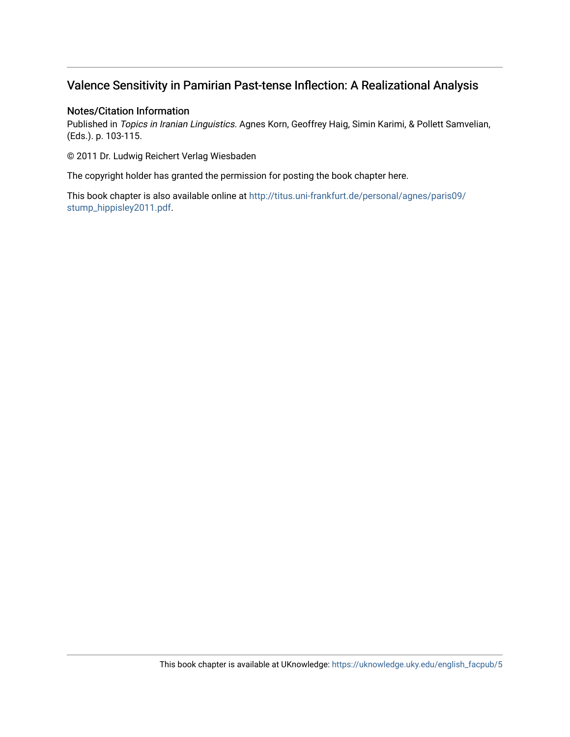# Valence Sensitivity in Pamirian Past-tense Inflection: A Realizational Analysis

## Notes/Citation Information

Published in *Topics in Iranian Linguistics*. Agnes Korn, Geoffrey Haig, Simin Karimi, & Pollett Samvelian, (Eds.). p. 103-115.

© 2011 Dr. Ludwig Reichert Verlag Wiesbaden

The copyright holder has granted the permission for posting the book chapter here.

This book chapter is also available online at http://titus.uni-frankfurt.de/personal/agnes/paris09/stump_hippisley2011.pdf.

This book chapter is available at UKnowledge: https://uknowledge.uky.edu/english_facpub/5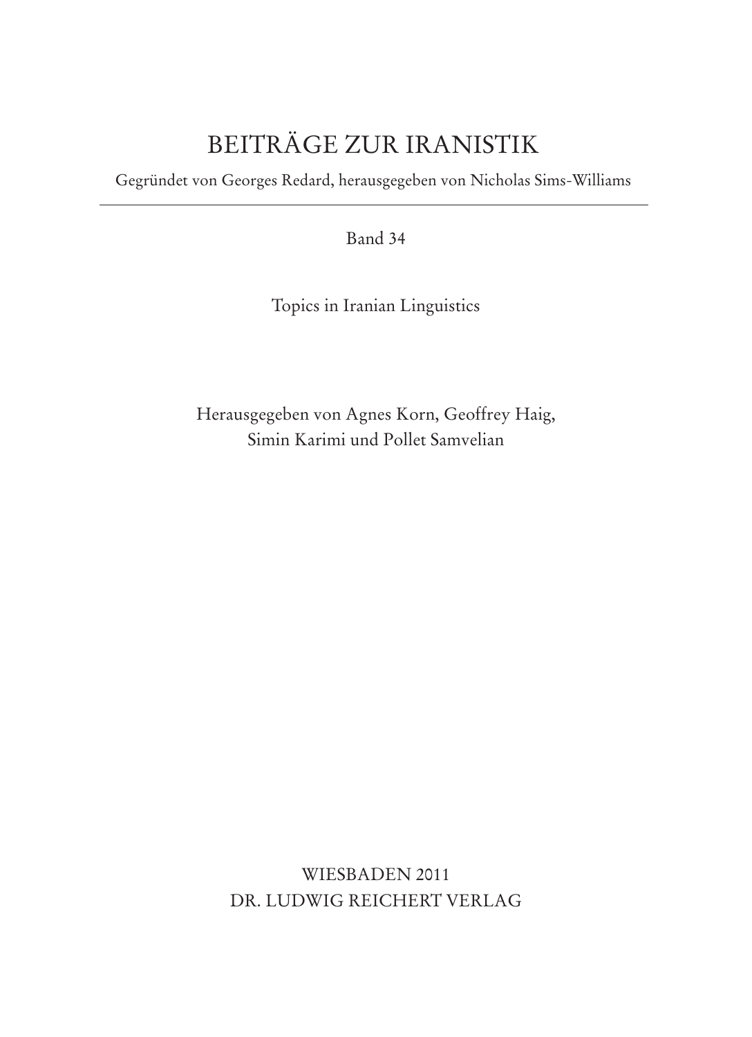# BEITRÄGE ZUR IRANISTIK

Gegründet von Georges Redard, herausgegeben von Nicholas Sims-Williams

---

Band 34

Topics in Iranian Linguistics

Herausgegeben von Agnes Korn, Geoffrey Haig,
Simin Karimi und Pollet Samvelian

WIESBADEN 2011
DR. LUDWIG REICHERT VERLAG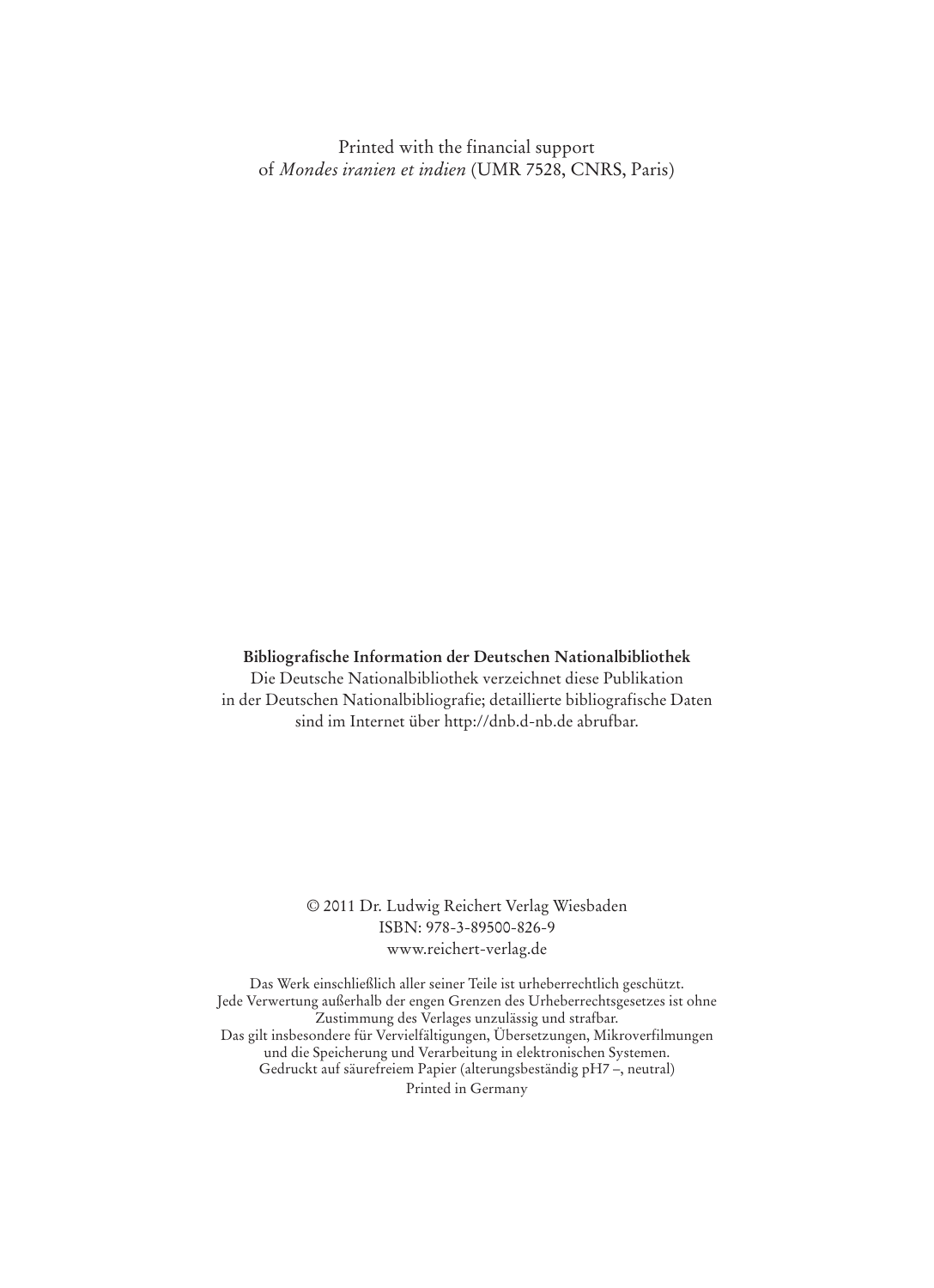Printed with the financial support
of *Mondes iranien et indien* (UMR 7528, CNRS, Paris)

**Bibliografische Information der Deutschen Nationalbibliothek**
Die Deutsche Nationalbibliothek verzeichnet diese Publikation
in der Deutschen Nationalbibliografie; detaillierte bibliografische Daten
sind im Internet über http://dnb.d-nb.de abrufbar.

© 2011 Dr. Ludwig Reichert Verlag Wiesbaden
ISBN: 978-3-89500-826-9
www.reichert-verlag.de

Das Werk einschließlich aller seiner Teile ist urheberrechtlich geschützt.
Jede Verwertung außerhalb der engen Grenzen des Urheberrechtsgesetzes ist ohne
Zustimmung des Verlages unzulässig und strafbar.
Das gilt insbesondere für Vervielfältigungen, Übersetzungen, Mikroverfilmungen
und die Speicherung und Verarbeitung in elektronischen Systemen.
Gedruckt auf säurefreiem Papier (alterungsbeständig pH7 –, neutral)
Printed in Germany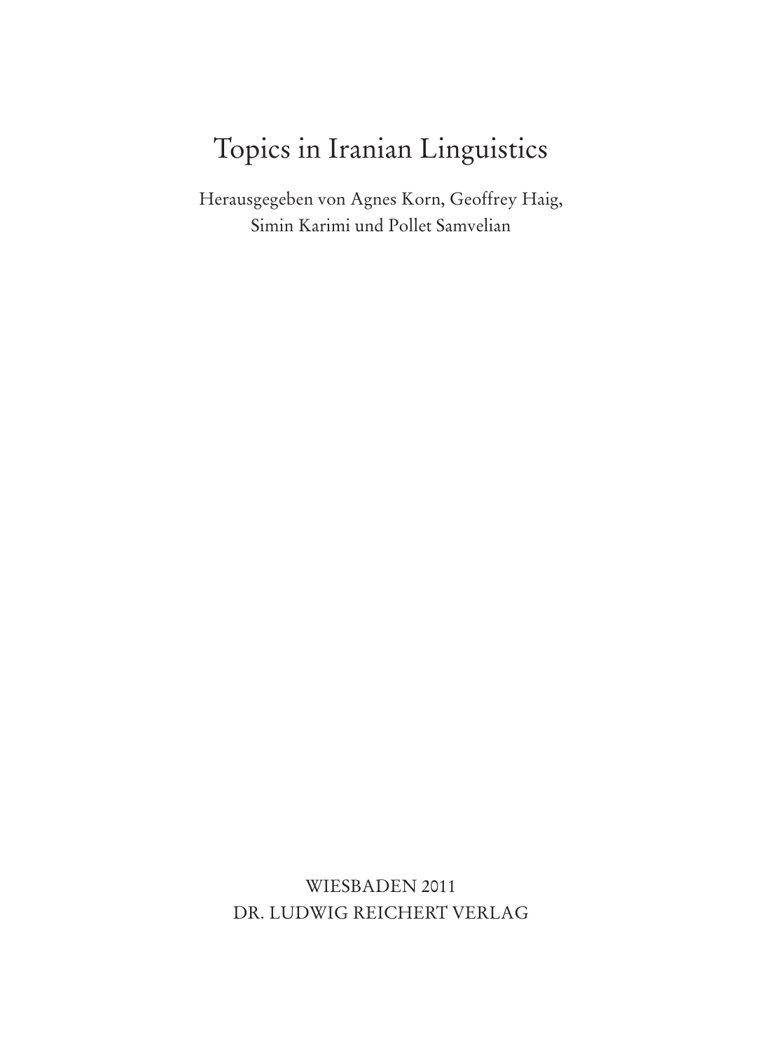# Topics in Iranian Linguistics

Herausgegeben von Agnes Korn, Geoffrey Haig, Simin Karimi und Pollet Samvelian

WIESBADEN 2011
DR. LUDWIG REICHERT VERLAG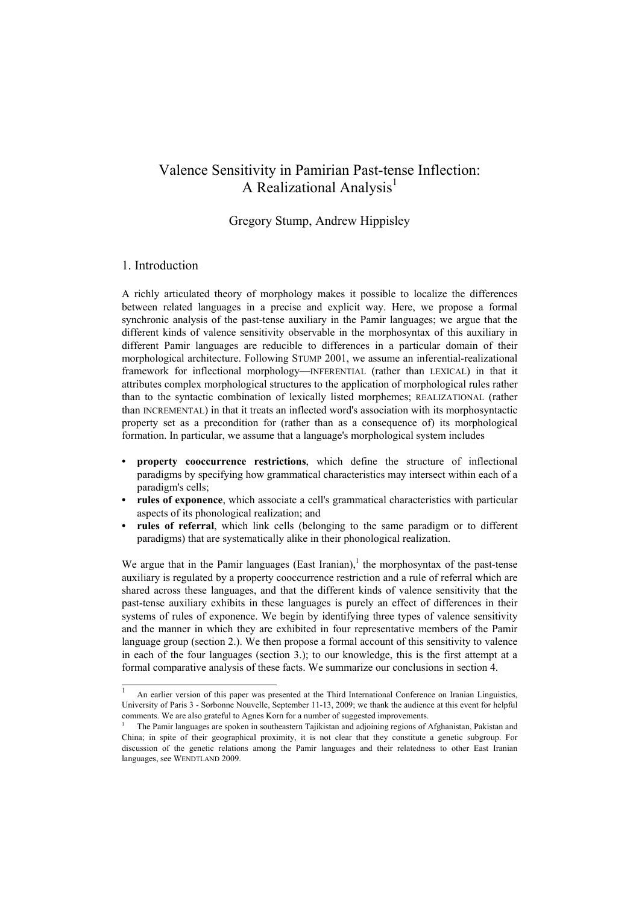# Valence Sensitivity in Pamirian Past-tense Inflection: A Realizational Analysis[1]

Gregory Stump, Andrew Hippisley

## 1. Introduction

A richly articulated theory of morphology makes it possible to localize the differences between related languages in a precise and explicit way. Here, we propose a formal synchronic analysis of the past-tense auxiliary in the Pamir languages; we argue that the different kinds of valence sensitivity observable in the morphosyntax of this auxiliary in different Pamir languages are reducible to differences in a particular domain of their morphological architecture. Following STUMP 2001, we assume an inferential-realizational framework for inflectional morphology—INFERENTIAL (rather than LEXICAL) in that it attributes complex morphological structures to the application of morphological rules rather than to the syntactic combination of lexically listed morphemes; REALIZATIONAL (rather than INCREMENTAL) in that it treats an inflected word's association with its morphosyntactic property set as a precondition for (rather than as a consequence of) its morphological formation. In particular, we assume that a language's morphological system includes

- **property cooccurrence restrictions**, which define the structure of inflectional paradigms by specifying how grammatical characteristics may intersect within each of a paradigm's cells;
- **rules of exponence**, which associate a cell's grammatical characteristics with particular aspects of its phonological realization; and
- **rules of referral**, which link cells (belonging to the same paradigm or to different paradigms) that are systematically alike in their phonological realization.

We argue that in the Pamir languages (East Iranian),[1] the morphosyntax of the past-tense auxiliary is regulated by a property cooccurrence restriction and a rule of referral which are shared across these languages, and that the different kinds of valence sensitivity that the past-tense auxiliary exhibits in these languages is purely an effect of differences in their systems of rules of exponence. We begin by identifying three types of valence sensitivity and the manner in which they are exhibited in four representative members of the Pamir language group (section 2.). We then propose a formal account of this sensitivity to valence in each of the four languages (section 3.); to our knowledge, this is the first attempt at a formal comparative analysis of these facts. We summarize our conclusions in section 4.

---

[1] An earlier version of this paper was presented at the Third International Conference on Iranian Linguistics, University of Paris 3 - Sorbonne Nouvelle, September 11-13, 2009; we thank the audience at this event for helpful comments. We are also grateful to Agnes Korn for a number of suggested improvements.

[1] The Pamir languages are spoken in southeastern Tajikistan and adjoining regions of Afghanistan, Pakistan and China; in spite of their geographical proximity, it is not clear that they constitute a genetic subgroup. For discussion of the genetic relations among the Pamir languages and their relatedness to other East Iranian languages, see WENDTLAND 2009.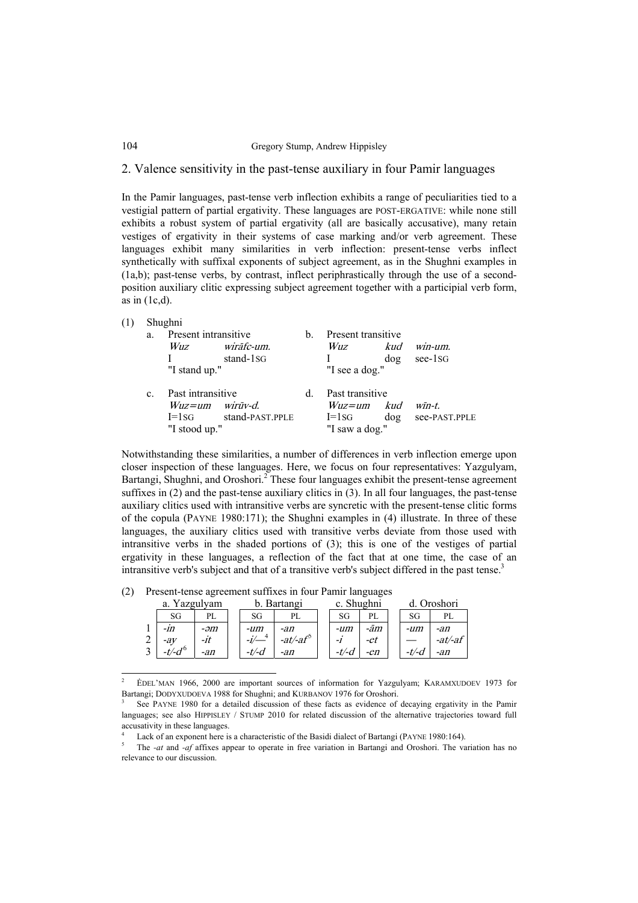## 2. Valence sensitivity in the past-tense auxiliary in four Pamir languages

In the Pamir languages, past-tense verb inflection exhibits a range of peculiarities tied to a vestigial pattern of partial ergativity. These languages are POST-ERGATIVE: while none still exhibits a robust system of partial ergativity (all are basically accusative), many retain vestiges of ergativity in their systems of case marking and/or verb agreement. These languages exhibit many similarities in verb inflection: present-tense verbs inflect synthetically with suffixal exponents of subject agreement, as in the Shughni examples in (1a,b); past-tense verbs, by contrast, inflect periphrastically through the use of a second-position auxiliary clitic expressing subject agreement together with a participial verb form, as in (1c,d).

(1) Shughni

a. Present intransitive
*Wuz* *wirāfc-um.*
I stand-1SG
"I stand up."

b. Present transitive
*Wuz* *kud* *win-um.*
I dog see-1SG
"I see a dog."

c. Past intransitive
*Wuz=um* *wirūv-d.*
I=1SG stand-PAST.PPLE
"I stood up."

d. Past transitive
*Wuz=um* *kud* *wīn-t.*
I=1SG dog see-PAST.PPLE
"I saw a dog."

Notwithstanding these similarities, a number of differences in verb inflection emerge upon closer inspection of these languages. Here, we focus on four representatives: Yazgulyam, Bartangi, Shughni, and Oroshori.[2] These four languages exhibit the present-tense agreement suffixes in (2) and the past-tense auxiliary clitics in (3). In all four languages, the past-tense auxiliary clitics used with intransitive verbs are syncretic with the present-tense clitic forms of the copula (PAYNE 1980:171); the Shughni examples in (4) illustrate. In three of these languages, the auxiliary clitics used with transitive verbs deviate from those used with intransitive verbs in the shaded portions of (3); this is one of the vestiges of partial ergativity in these languages, a reflection of the fact that at one time, the case of an intransitive verb's subject and that of a transitive verb's subject differed in the past tense.[3]

(2) Present-tense agreement suffixes in four Pamir languages

| | a. Yazgulyam | | b. Bartangi | | c. Shughni | | d. Oroshori | |
|---|---|---|---|---|---|---|---|---|
| | SG | PL | SG | PL | SG | PL | SG | PL |
| 1 | *-in* | *-əm* | *-um* | *-an* | *-um* | *-ām* | *-um* | *-an* |
| 2 | *-ay* | *-it* | *-i/—*[4] | *-at/-af*[5] | *-i* | *-et* | — | *-at/-af* |
| 3 | *-t/-d*[6] | *-an* | *-t/-d* | *-an* | *-t/-d* | *-en* | *-t/-d* | *-an* |

---

[2] ÈDEL'MAN 1966, 2000 are important sources of information for Yazgulyam; KARAMXUDOEV 1973 for Bartangi; DODYXUDOEVA 1988 for Shughni; and KURBANOV 1976 for Oroshori.

[3] See PAYNE 1980 for a detailed discussion of these facts as evidence of decaying ergativity in the Pamir languages; see also HIPPISLEY / STUMP 2010 for related discussion of the alternative trajectories toward full accusativity in these languages.

[4] Lack of an exponent here is a characteristic of the Basidi dialect of Bartangi (PAYNE 1980:164).

[5] The *-at* and *-af* affixes appear to operate in free variation in Bartangi and Oroshori. The variation has no relevance to our discussion.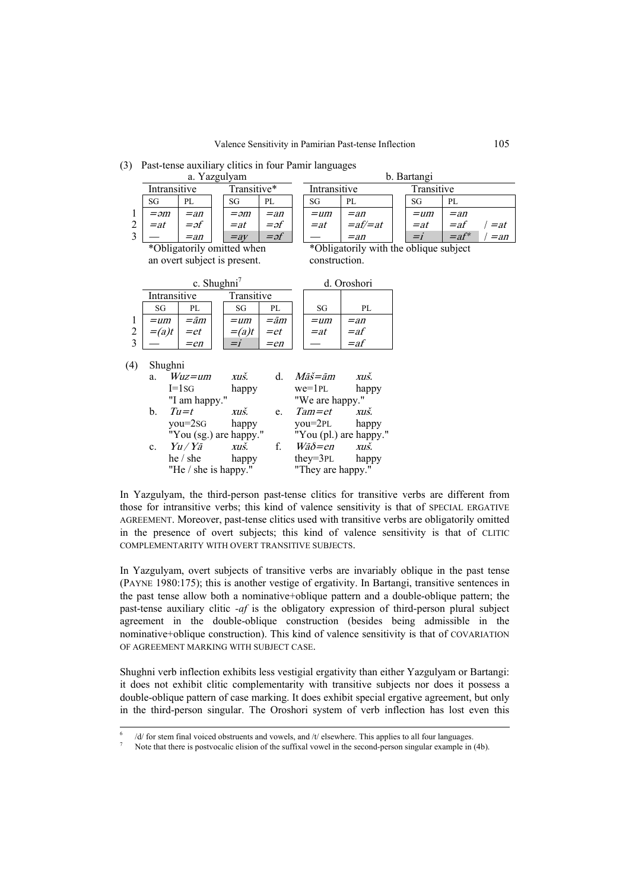(3) Past-tense auxiliary clitics in four Pamir languages

a. Yazgulyam

| | Intransitive | | Transitive* | |
|---|---|---|---|---|
| | SG | PL | SG | PL |
| 1 | *=əm* | *=an* | *=əm* | *=an* |
| 2 | *=at* | *=əf* | *=at* | *=əf* |
| 3 | — | *=an* | *=ay* | *=əf* |

*Obligatorily omitted when an overt subject is present.

b. Bartangi

| | Intransitive | | Transitive | | |
|---|---|---|---|---|---|
| | SG | PL | SG | PL | |
| 1 | *=um* | *=an* | *=um* | *=an* | |
| 2 | *=at* | *=af/=at* | *=at* | *=af* | / *=at* |
| 3 | — | *=an* | *=ī* | *=af** | / *=an* |

*Obligatorily with the oblique subject construction.

c. Shughni[7]

| | Intransitive | | Transitive | |
|---|---|---|---|---|
| | SG | PL | SG | PL |
| 1 | *=um* | *=ām* | *=um* | *=ām* |
| 2 | *=(a)t* | *=et* | *=(a)t* | *=et* |
| 3 | — | *=en* | *=ī* | *=en* |

d. Oroshori

| | SG | PL |
|---|---|---|
| 1 | *=um* | *=an* |
| 2 | *=at* | *=af* |
| 3 | — | *=af* |

(4) Shughni

a. *Wuz=um xuš.*
I=1SG happy
"I am happy."

b. *Tu=t xuš.*
you=2SG happy
"You (sg.) are happy."

c. *Yu / Yā xuš.*
he / she happy
"He / she is happy."

d. *Māš=ām xuš.*
we=1PL happy
"We are happy."

e. *Tam=et xuš.*
you=2PL happy
"You (pl.) are happy."

f. *Wāδ=en xuš.*
they=3PL happy
"They are happy."

In Yazgulyam, the third-person past-tense clitics for transitive verbs are different from those for intransitive verbs; this kind of valence sensitivity is that of SPECIAL ERGATIVE AGREEMENT. Moreover, past-tense clitics used with transitive verbs are obligatorily omitted in the presence of overt subjects; this kind of valence sensitivity is that of CLITIC COMPLEMENTARITY WITH OVERT TRANSITIVE SUBJECTS.

In Yazgulyam, overt subjects of transitive verbs are invariably oblique in the past tense (PAYNE 1980:175); this is another vestige of ergativity. In Bartangi, transitive sentences in the past tense allow both a nominative+oblique pattern and a double-oblique pattern; the past-tense auxiliary clitic *-af* is the obligatory expression of third-person plural subject agreement in the double-oblique construction (besides being admissible in the nominative+oblique construction). This kind of valence sensitivity is that of COVARIATION OF AGREEMENT MARKING WITH SUBJECT CASE.

Shughni verb inflection exhibits less vestigial ergativity than either Yazgulyam or Bartangi: it does not exhibit clitic complementarity with transitive subjects nor does it possess a double-oblique pattern of case marking. It does exhibit special ergative agreement, but only in the third-person singular. The Oroshori system of verb inflection has lost even this

[6] /d/ for stem final voiced obstruents and vowels, and /t/ elsewhere. This applies to all four languages.

[7] Note that there is postvocalic elision of the suffixal vowel in the second-person singular example in (4b).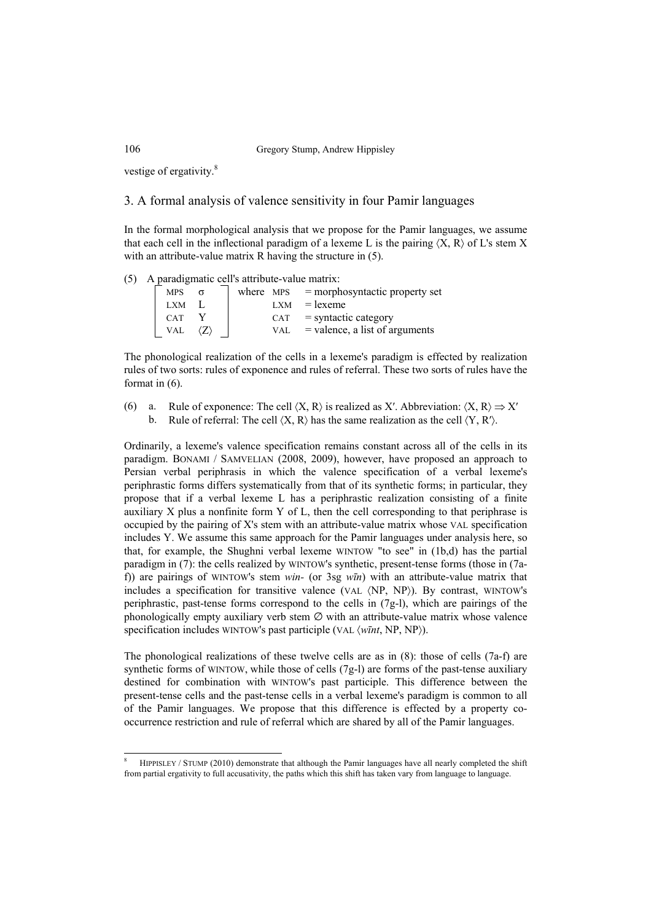vestige of ergativity.[8]

## 3. A formal analysis of valence sensitivity in four Pamir languages

In the formal morphological analysis that we propose for the Pamir languages, we assume that each cell in the inflectional paradigm of a lexeme L is the pairing ⟨X, R⟩ of L's stem X with an attribute-value matrix R having the structure in (5).

(5) A paradigmatic cell's attribute-value matrix:

$$\begin{bmatrix} \text{MPS} & \sigma \\ \text{LXM} & \text{L} \\ \text{CAT} & \text{Y} \\ \text{VAL} & \langle \text{Z} \rangle \end{bmatrix}$$

where MPS = morphosyntactic property set
LXM = lexeme
CAT = syntactic category
VAL = valence, a list of arguments

The phonological realization of the cells in a lexeme's paradigm is effected by realization rules of two sorts: rules of exponence and rules of referral. These two sorts of rules have the format in (6).

(6) a. Rule of exponence: The cell ⟨X, R⟩ is realized as X′. Abbreviation: ⟨X, R⟩ ⇒ X′
 b. Rule of referral: The cell ⟨X, R⟩ has the same realization as the cell ⟨Y, R′⟩.

Ordinarily, a lexeme's valence specification remains constant across all of the cells in its paradigm. BONAMI / SAMVELIAN (2008, 2009), however, have proposed an approach to Persian verbal periphrasis in which the valence specification of a verbal lexeme's periphrastic forms differs systematically from that of its synthetic forms; in particular, they propose that if a verbal lexeme L has a periphrastic realization consisting of a finite auxiliary X plus a nonfinite form Y of L, then the cell corresponding to that periphrase is occupied by the pairing of X's stem with an attribute-value matrix whose VAL specification includes Y. We assume this same approach for the Pamir languages under analysis here, so that, for example, the Shughni verbal lexeme WINTOW "to see" in (1b,d) has the partial paradigm in (7): the cells realized by WINTOW's synthetic, present-tense forms (those in (7a-f)) are pairings of WINTOW's stem *win-* (or 3sg *wīn*) with an attribute-value matrix that includes a specification for transitive valence (VAL ⟨NP, NP⟩). By contrast, WINTOW's periphrastic, past-tense forms correspond to the cells in (7g-l), which are pairings of the phonologically empty auxiliary verb stem ∅ with an attribute-value matrix whose valence specification includes WINTOW's past participle (VAL ⟨*wīnt*, NP, NP⟩).

The phonological realizations of these twelve cells are as in (8): those of cells (7a-f) are synthetic forms of WINTOW, while those of cells (7g-l) are forms of the past-tense auxiliary destined for combination with WINTOW's past participle. This difference between the present-tense cells and the past-tense cells in a verbal lexeme's paradigm is common to all of the Pamir languages. We propose that this difference is effected by a property co-occurrence restriction and rule of referral which are shared by all of the Pamir languages.

---

[8] HIPPISLEY / STUMP (2010) demonstrate that although the Pamir languages have all nearly completed the shift from partial ergativity to full accusativity, the paths which this shift has taken vary from language to language.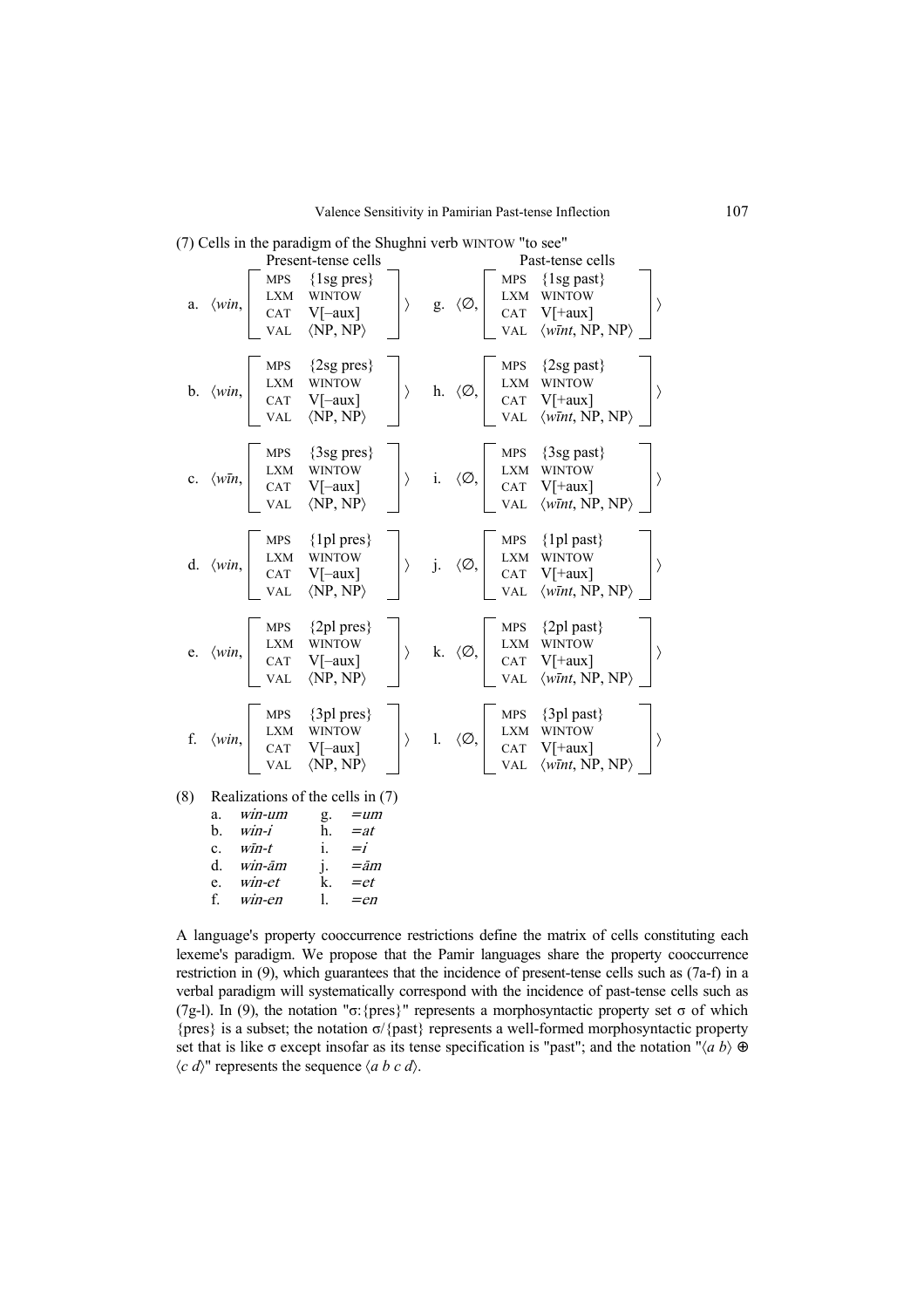(7) Cells in the paradigm of the Shughni verb WINTOW "to see"

| | Present-tense cells | | Past-tense cells |
|---|---|---|---|
| a. | ⟨*win*, [MPS {1sg pres}, LXM WINTOW, CAT V[−aux], VAL ⟨NP, NP⟩]⟩ | g. | ⟨∅, [MPS {1sg past}, LXM WINTOW, CAT V[+aux], VAL ⟨*wīnt*, NP, NP⟩]⟩ |
| b. | ⟨*win*, [MPS {2sg pres}, LXM WINTOW, CAT V[−aux], VAL ⟨NP, NP⟩]⟩ | h. | ⟨∅, [MPS {2sg past}, LXM WINTOW, CAT V[+aux], VAL ⟨*wīnt*, NP, NP⟩]⟩ |
| c. | ⟨*wīn*, [MPS {3sg pres}, LXM WINTOW, CAT V[−aux], VAL ⟨NP, NP⟩]⟩ | i. | ⟨∅, [MPS {3sg past}, LXM WINTOW, CAT V[+aux], VAL ⟨*wīnt*, NP, NP⟩]⟩ |
| d. | ⟨*win*, [MPS {1pl pres}, LXM WINTOW, CAT V[−aux], VAL ⟨NP, NP⟩]⟩ | j. | ⟨∅, [MPS {1pl past}, LXM WINTOW, CAT V[+aux], VAL ⟨*wīnt*, NP, NP⟩]⟩ |
| e. | ⟨*win*, [MPS {2pl pres}, LXM WINTOW, CAT V[−aux], VAL ⟨NP, NP⟩]⟩ | k. | ⟨∅, [MPS {2pl past}, LXM WINTOW, CAT V[+aux], VAL ⟨*wīnt*, NP, NP⟩]⟩ |
| f. | ⟨*win*, [MPS {3pl pres}, LXM WINTOW, CAT V[−aux], VAL ⟨NP, NP⟩]⟩ | l. | ⟨∅, [MPS {3pl past}, LXM WINTOW, CAT V[+aux], VAL ⟨*wīnt*, NP, NP⟩]⟩ |

(8) Realizations of the cells in (7)

| | | | |
|---|---|---|---|
| a. | *win-um* | g. | *=um* |
| b. | *win-i* | h. | *=at* |
| c. | *wīn-t* | i. | *=i* |
| d. | *win-ām* | j. | *=ām* |
| e. | *win-et* | k. | *=et* |
| f. | *win-en* | l. | *=en* |

A language's property cooccurrence restrictions define the matrix of cells constituting each lexeme's paradigm. We propose that the Pamir languages share the property cooccurrence restriction in (9), which guarantees that the incidence of present-tense cells such as (7a-f) in a verbal paradigm will systematically correspond with the incidence of past-tense cells such as (7g-l). In (9), the notation "σ:{pres}" represents a morphosyntactic property set σ of which {pres} is a subset; the notation σ/{past} represents a well-formed morphosyntactic property set that is like σ except insofar as its tense specification is "past"; and the notation "⟨*a b*⟩ ⊕ ⟨*c d*⟩" represents the sequence ⟨*a b c d*⟩.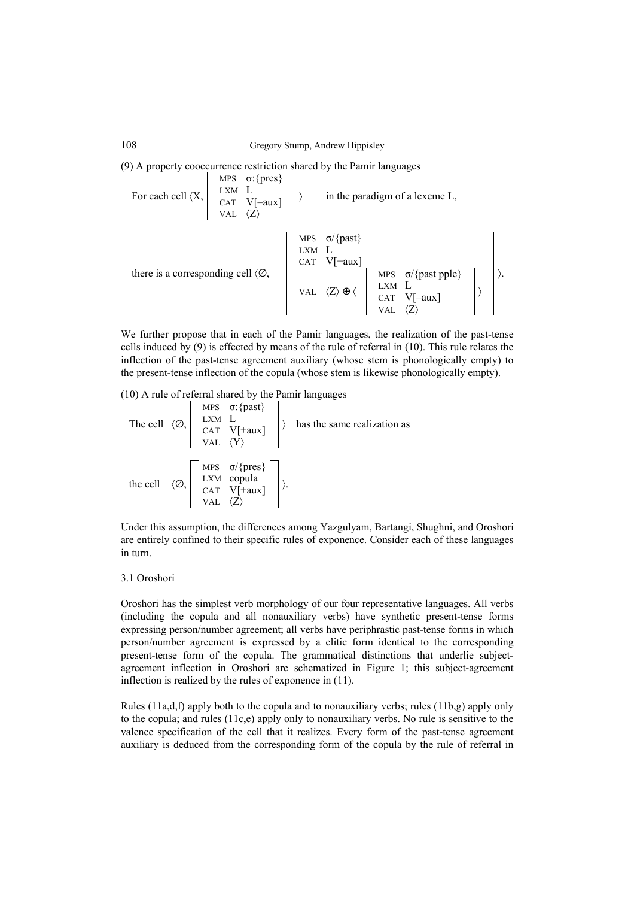(9) A property cooccurrence restriction shared by the Pamir languages

For each cell $\langle X, \begin{bmatrix} \text{MPS} & \sigma\text{:}\{\text{pres}\} \\ \text{LXM} & \text{L} \\ \text{CAT} & \text{V[–aux]} \\ \text{VAL} & \langle \text{Z} \rangle \end{bmatrix} \rangle$ in the paradigm of a lexeme L,

there is a corresponding cell $\langle \varnothing, \begin{bmatrix} \text{MPS} & \sigma/\{\text{past}\} \\ \text{LXM} & \text{L} \\ \text{CAT} & \text{V[+aux]} \\ \text{VAL} & \langle \text{Z} \rangle \oplus \langle \begin{bmatrix} \text{MPS} & \sigma/\{\text{past pple}\} \\ \text{LXM} & \text{L} \\ \text{CAT} & \text{V[–aux]} \\ \text{VAL} & \langle \text{Z} \rangle \end{bmatrix} \rangle \end{bmatrix} \rangle$.

We further propose that in each of the Pamir languages, the realization of the past-tense cells induced by (9) is effected by means of the rule of referral in (10). This rule relates the inflection of the past-tense agreement auxiliary (whose stem is phonologically empty) to the present-tense inflection of the copula (whose stem is likewise phonologically empty).

(10) A rule of referral shared by the Pamir languages

The cell $\langle \varnothing, \begin{bmatrix} \text{MPS} & \sigma\text{:}\{\text{past}\} \\ \text{LXM} & \text{L} \\ \text{CAT} & \text{V[+aux]} \\ \text{VAL} & \langle \text{Y} \rangle \end{bmatrix} \rangle$ has the same realization as

the cell $\langle \varnothing, \begin{bmatrix} \text{MPS} & \sigma/\{\text{pres}\} \\ \text{LXM} & \text{copula} \\ \text{CAT} & \text{V[+aux]} \\ \text{VAL} & \langle \text{Z} \rangle \end{bmatrix} \rangle$.

Under this assumption, the differences among Yazgulyam, Bartangi, Shughni, and Oroshori are entirely confined to their specific rules of exponence. Consider each of these languages in turn.

### 3.1 Oroshori

Oroshori has the simplest verb morphology of our four representative languages. All verbs (including the copula and all nonauxiliary verbs) have synthetic present-tense forms expressing person/number agreement; all verbs have periphrastic past-tense forms in which person/number agreement is expressed by a clitic form identical to the corresponding present-tense form of the copula. The grammatical distinctions that underlie subject-agreement inflection in Oroshori are schematized in Figure 1; this subject-agreement inflection is realized by the rules of exponence in (11).

Rules (11a,d,f) apply both to the copula and to nonauxiliary verbs; rules (11b,g) apply only to the copula; and rules (11c,e) apply only to nonauxiliary verbs. No rule is sensitive to the valence specification of the cell that it realizes. Every form of the past-tense agreement auxiliary is deduced from the corresponding form of the copula by the rule of referral in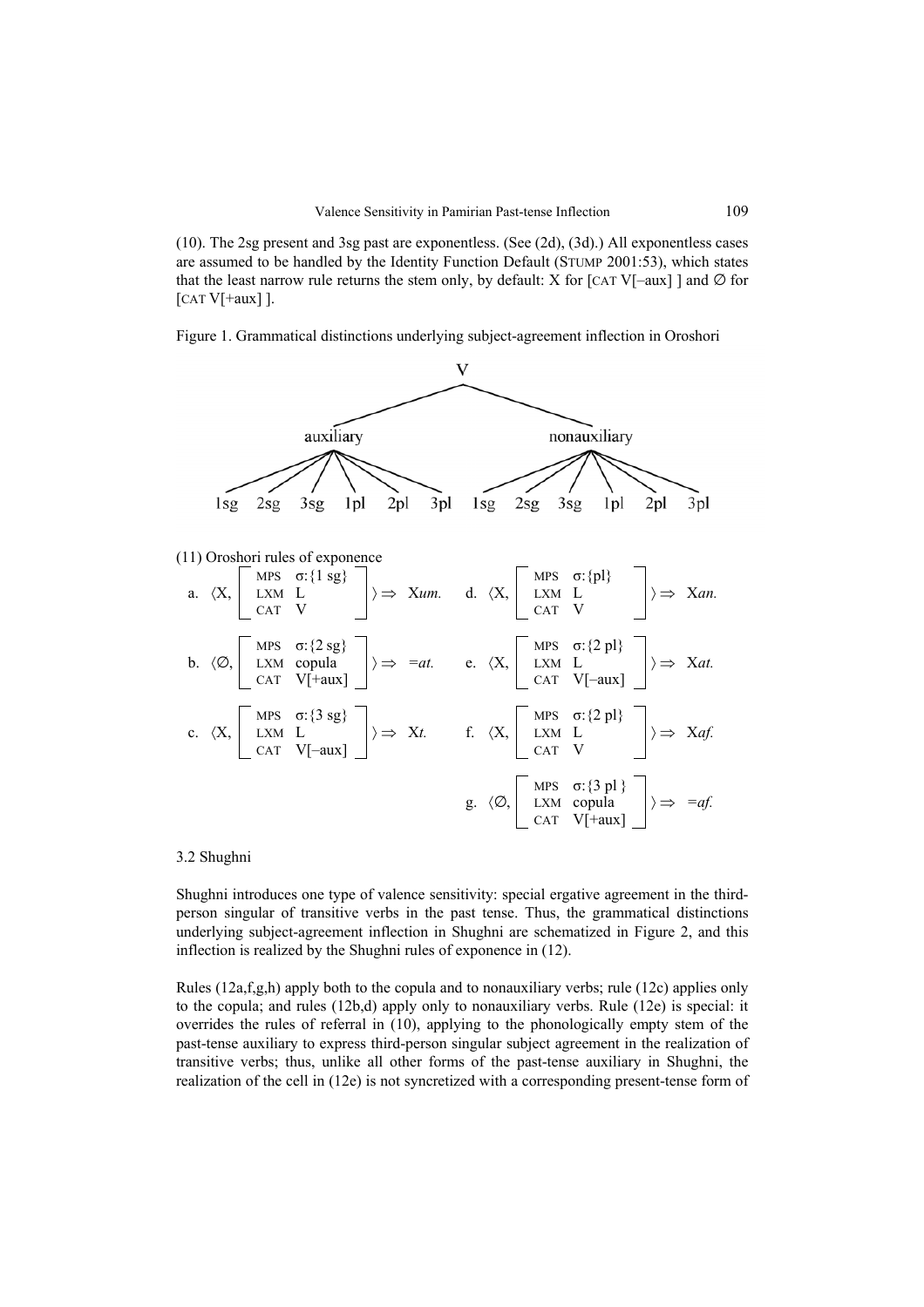(10). The 2sg present and 3sg past are exponentless. (See (2d), (3d).) All exponentless cases are assumed to be handled by the Identity Function Default (STUMP 2001:53), which states that the least narrow rule returns the stem only, by default: X for [CAT V[–aux] ] and ∅ for [CAT V[+aux] ].

Figure 1. Grammatical distinctions underlying subject-agreement inflection in Oroshori

```
                              V
              ________________|________________
             |                                 |
         auxiliary                        nonauxiliary
   1sg 2sg 3sg 1pl 2pl 3pl          1sg 2sg 3sg 1pl 2pl 3pl
```

(11) Oroshori rules of exponence

a. ⟨X, [MPS σ:{1 sg}, LXM L, CAT V]⟩ ⇒ X*um.*

b. ⟨∅, [MPS σ:{2 sg}, LXM copula, CAT V[+aux]]⟩ ⇒ =*at.*

c. ⟨X, [MPS σ:{3 sg}, LXM L, CAT V[–aux]]⟩ ⇒ X*t.*

d. ⟨X, [MPS σ:{pl}, LXM L, CAT V]⟩ ⇒ X*an.*

e. ⟨X, [MPS σ:{2 pl}, LXM L, CAT V[–aux]]⟩ ⇒ X*at.*

f. ⟨X, [MPS σ:{2 pl}, LXM L, CAT V]⟩ ⇒ X*af.*

g. ⟨∅, [MPS σ:{3 pl}, LXM copula, CAT V[+aux]]⟩ ⇒ =*af.*

### 3.2 Shughni

Shughni introduces one type of valence sensitivity: special ergative agreement in the third-person singular of transitive verbs in the past tense. Thus, the grammatical distinctions underlying subject-agreement inflection in Shughni are schematized in Figure 2, and this inflection is realized by the Shughni rules of exponence in (12).

Rules (12a,f,g,h) apply both to the copula and to nonauxiliary verbs; rule (12c) applies only to the copula; and rules (12b,d) apply only to nonauxiliary verbs. Rule (12e) is special: it overrides the rules of referral in (10), applying to the phonologically empty stem of the past-tense auxiliary to express third-person singular subject agreement in the realization of transitive verbs; thus, unlike all other forms of the past-tense auxiliary in Shughni, the realization of the cell in (12e) is not syncretized with a corresponding present-tense form of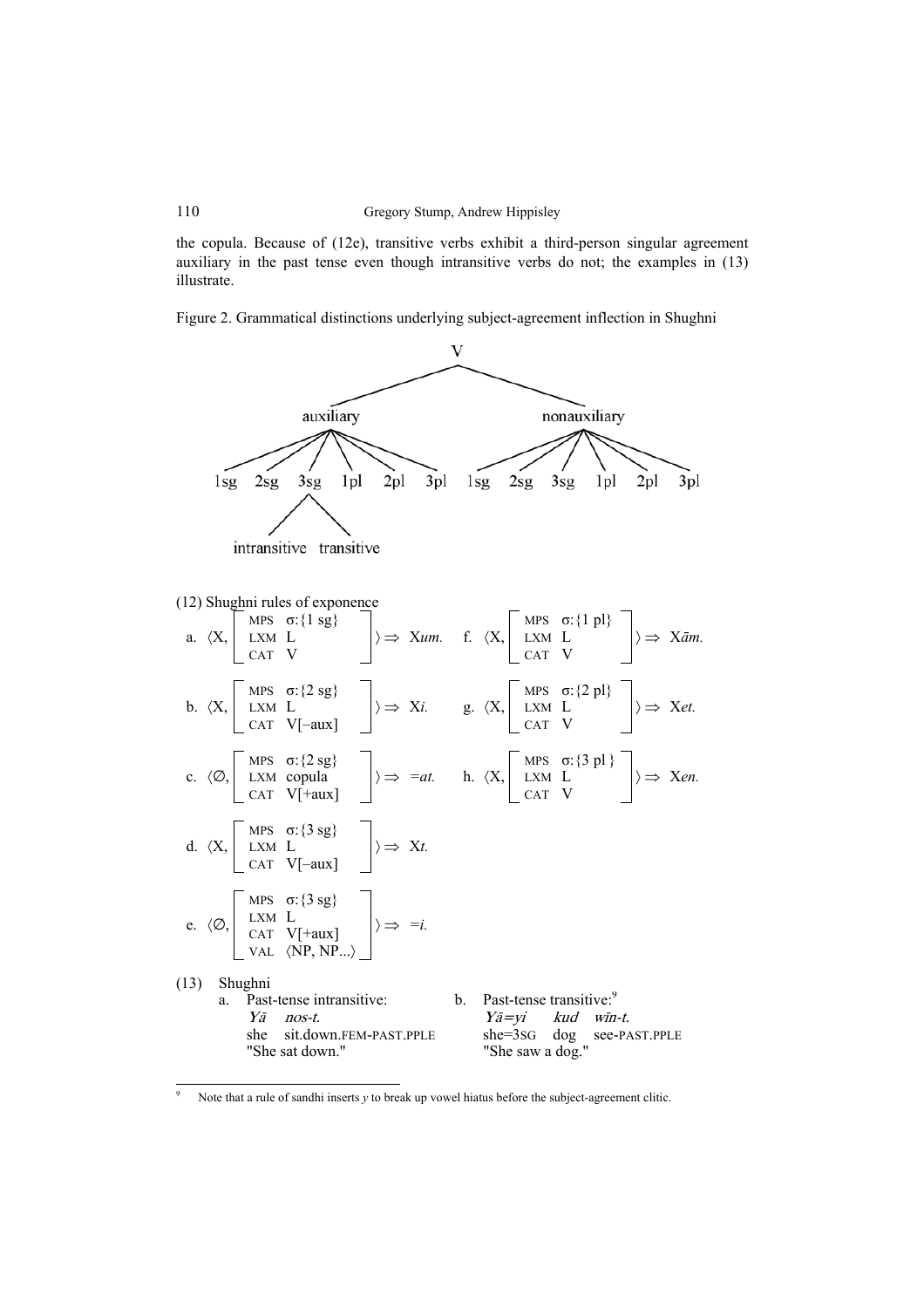the copula. Because of (12e), transitive verbs exhibit a third-person singular agreement auxiliary in the past tense even though intransitive verbs do not; the examples in (13) illustrate.

Figure 2. Grammatical distinctions underlying subject-agreement inflection in Shughni

```
                              V
              ________________|________________
             |                                 |
         auxiliary                        nonauxiliary
   ___ ___ __|__ ___ ___           ___ ___ ___|___ ___ ___
  |   |   |     |   |   |         |   |   |   |   |   |
 1sg 2sg 3sg   1pl 2pl 3pl       1sg 2sg 3sg 1pl 2pl 3pl
          |
      ____|____
     |         |
intransitive transitive
```

(12) Shughni rules of exponence

a. ⟨X, [MPS σ:{1 sg}, LXM L, CAT V]⟩ ⇒ X*um*.

b. ⟨X, [MPS σ:{2 sg}, LXM L, CAT V[−aux]]⟩ ⇒ X*i*.

c. ⟨∅, [MPS σ:{2 sg}, LXM copula, CAT V[+aux]]⟩ ⇒ =*at*.

d. ⟨X, [MPS σ:{3 sg}, LXM L, CAT V[−aux]]⟩ ⇒ X*t*.

e. ⟨∅, [MPS σ:{3 sg}, LXM L, CAT V[+aux], VAL ⟨NP, NP...⟩]⟩ ⇒ =*i*.

f. ⟨X, [MPS σ:{1 pl}, LXM L, CAT V]⟩ ⇒ X*ām*.

g. ⟨X, [MPS σ:{2 pl}, LXM L, CAT V]⟩ ⇒ X*et*.

h. ⟨X, [MPS σ:{3 pl}, LXM L, CAT V]⟩ ⇒ X*en*.

(13) Shughni

a. Past-tense intransitive:
*Yā nos-t.*
she sit.down.FEM-PAST.PPLE
"She sat down."

b. Past-tense transitive:[9]
*Yā=yi kud wīn-t.*
she=3SG dog see-PAST.PPLE
"She saw a dog."

[9] Note that a rule of sandhi inserts *y* to break up vowel hiatus before the subject-agreement clitic.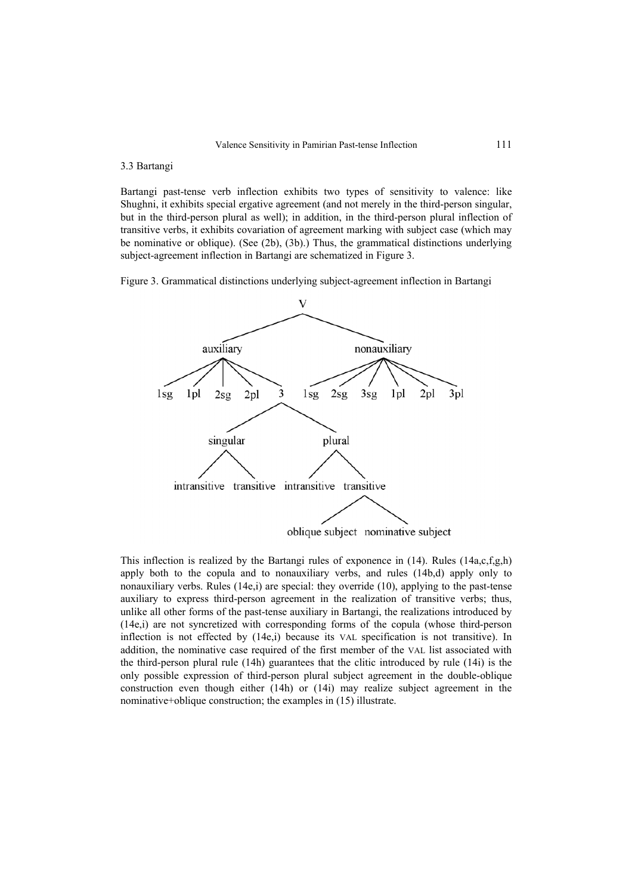### 3.3 Bartangi

Bartangi past-tense verb inflection exhibits two types of sensitivity to valence: like Shughni, it exhibits special ergative agreement (and not merely in the third-person singular, but in the third-person plural as well); in addition, in the third-person plural inflection of transitive verbs, it exhibits covariation of agreement marking with subject case (which may be nominative or oblique). (See (2b), (3b).) Thus, the grammatical distinctions underlying subject-agreement inflection in Bartangi are schematized in Figure 3.

Figure 3. Grammatical distinctions underlying subject-agreement inflection in Bartangi

```
V
├── auxiliary
│   ├── 1sg
│   ├── 1pl
│   ├── 2sg
│   ├── 2pl
│   └── 3
│       ├── singular
│       │   ├── intransitive
│       │   └── transitive
│       └── plural
│           ├── intransitive
│           └── transitive
│               ├── oblique subject
│               └── nominative subject
└── nonauxiliary
    ├── 1sg
    ├── 2sg
    ├── 3sg
    ├── 1pl
    ├── 2pl
    └── 3pl
```

This inflection is realized by the Bartangi rules of exponence in (14). Rules (14a,c,f,g,h) apply both to the copula and to nonauxiliary verbs, and rules (14b,d) apply only to nonauxiliary verbs. Rules (14e,i) are special: they override (10), applying to the past-tense auxiliary to express third-person agreement in the realization of transitive verbs; thus, unlike all other forms of the past-tense auxiliary in Bartangi, the realizations introduced by (14e,i) are not syncretized with corresponding forms of the copula (whose third-person inflection is not effected by (14e,i) because its VAL specification is not transitive). In addition, the nominative case required of the first member of the VAL list associated with the third-person plural rule (14h) guarantees that the clitic introduced by rule (14i) is the only possible expression of third-person plural subject agreement in the double-oblique construction even though either (14h) or (14i) may realize subject agreement in the nominative+oblique construction; the examples in (15) illustrate.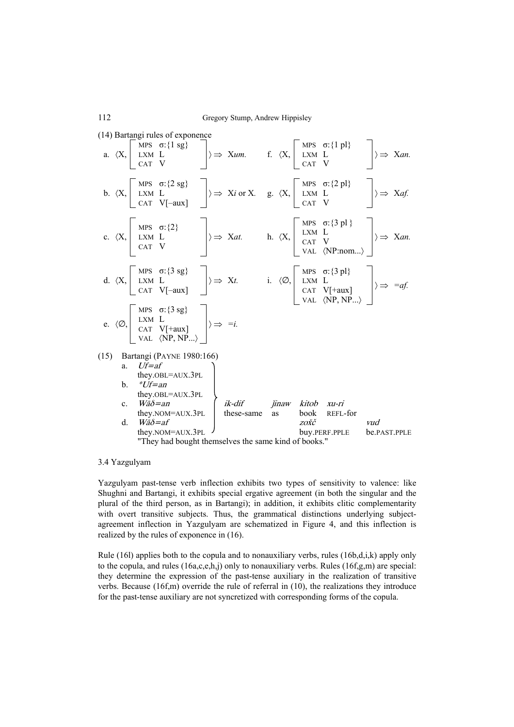(14) Bartangi rules of exponence

a. $\langle X, \begin{bmatrix} \text{MPS} & \sigma{:}\{1\ \text{sg}\} \\ \text{LXM} & L \\ \text{CAT} & V \end{bmatrix} \rangle \Rightarrow$ X*um*.

b. $\langle X, \begin{bmatrix} \text{MPS} & \sigma{:}\{2\ \text{sg}\} \\ \text{LXM} & L \\ \text{CAT} & V[-\text{aux}] \end{bmatrix} \rangle \Rightarrow$ X*i* or X.

c. $\langle X, \begin{bmatrix} \text{MPS} & \sigma{:}\{2\} \\ \text{LXM} & L \\ \text{CAT} & V \end{bmatrix} \rangle \Rightarrow$ X*at*.

d. $\langle X, \begin{bmatrix} \text{MPS} & \sigma{:}\{3\ \text{sg}\} \\ \text{LXM} & L \\ \text{CAT} & V[-\text{aux}] \end{bmatrix} \rangle \Rightarrow$ X*t*.

e. $\langle \varnothing, \begin{bmatrix} \text{MPS} & \sigma{:}\{3\ \text{sg}\} \\ \text{LXM} & L \\ \text{CAT} & V[+\text{aux}] \\ \text{VAL} & \langle \text{NP, NP...} \rangle \end{bmatrix} \rangle \Rightarrow$ *=i*.

f. $\langle X, \begin{bmatrix} \text{MPS} & \sigma{:}\{1\ \text{pl}\} \\ \text{LXM} & L \\ \text{CAT} & V \end{bmatrix} \rangle \Rightarrow$ X*an*.

g. $\langle X, \begin{bmatrix} \text{MPS} & \sigma{:}\{2\ \text{pl}\} \\ \text{LXM} & L \\ \text{CAT} & V \end{bmatrix} \rangle \Rightarrow$ X*af*.

h. $\langle X, \begin{bmatrix} \text{MPS} & \sigma{:}\{3\ \text{pl}\} \\ \text{LXM} & L \\ \text{CAT} & V \\ \text{VAL} & \langle \text{NP:nom...} \rangle \end{bmatrix} \rangle \Rightarrow$ X*an*.

i. $\langle \varnothing, \begin{bmatrix} \text{MPS} & \sigma{:}\{3\ \text{pl}\} \\ \text{LXM} & L \\ \text{CAT} & V[+\text{aux}] \\ \text{VAL} & \langle \text{NP, NP...} \rangle \end{bmatrix} \rangle \Rightarrow$ *=af*.

(15) Bartangi (PAYNE 1980:166)

a. *Uf=af*
they.OBL=AUX.3PL

b. *\*Uf=an*
they.OBL=AUX.3PL

c. *Wāδ=an*
they.NOM=AUX.3PL

d. *Wāδ=af*
they.NOM=AUX.3PL

(each followed by:)
*ik-dif jinaw kitob xu-ri zoxč vud*
these-same as book REFL-for buy.PERF.PPLE be.PAST.PPLE

"They had bought themselves the same kind of books."

3.4 Yazgulyam

Yazgulyam past-tense verb inflection exhibits two types of sensitivity to valence: like Shughni and Bartangi, it exhibits special ergative agreement (in both the singular and the plural of the third person, as in Bartangi); in addition, it exhibits clitic complementarity with overt transitive subjects. Thus, the grammatical distinctions underlying subject-agreement inflection in Yazgulyam are schematized in Figure 4, and this inflection is realized by the rules of exponence in (16).

Rule (16l) applies both to the copula and to nonauxiliary verbs, rules (16b,d,i,k) apply only to the copula, and rules (16a,c,e,h,j) only to nonauxiliary verbs. Rules (16f,g,m) are special: they determine the expression of the past-tense auxiliary in the realization of transitive verbs. Because (16f,m) override the rule of referral in (10), the realizations they introduce for the past-tense auxiliary are not syncretized with corresponding forms of the copula.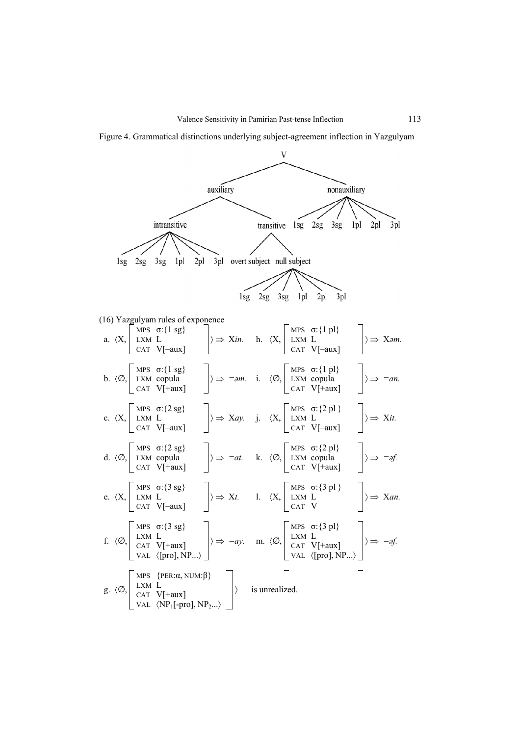Figure 4. Grammatical distinctions underlying subject-agreement inflection in Yazgulyam

```
V
├── auxiliary
│   ├── intransitive
│   │   └── 1sg  2sg  3sg  1pl  2pl  3pl
│   └── transitive
│       ├── overt subject
│       └── null subject
│           └── 1sg  2sg  3sg  1pl  2pl  3pl
└── nonauxiliary
    └── 1sg  2sg  3sg  1pl  2pl  3pl
```

(16) Yazgulyam rules of exponence

a. $\langle X, \begin{bmatrix} \text{MPS} & \sigma\text{:}\{1 \text{ sg}\} \\ \text{LXM} & \text{L} \\ \text{CAT} & \text{V[–aux]} \end{bmatrix} \rangle \Rightarrow$ X*in.*

b. $\langle \varnothing, \begin{bmatrix} \text{MPS} & \sigma\text{:}\{1 \text{ sg}\} \\ \text{LXM} & \text{copula} \\ \text{CAT} & \text{V[+aux]} \end{bmatrix} \rangle \Rightarrow$ *=əm.*

c. $\langle X, \begin{bmatrix} \text{MPS} & \sigma\text{:}\{2 \text{ sg}\} \\ \text{LXM} & \text{L} \\ \text{CAT} & \text{V[–aux]} \end{bmatrix} \rangle \Rightarrow$ X*ay.*

d. $\langle \varnothing, \begin{bmatrix} \text{MPS} & \sigma\text{:}\{2 \text{ sg}\} \\ \text{LXM} & \text{copula} \\ \text{CAT} & \text{V[+aux]} \end{bmatrix} \rangle \Rightarrow$ *=at.*

e. $\langle X, \begin{bmatrix} \text{MPS} & \sigma\text{:}\{3 \text{ sg}\} \\ \text{LXM} & \text{L} \\ \text{CAT} & \text{V[–aux]} \end{bmatrix} \rangle \Rightarrow$ X*t.*

f. $\langle \varnothing, \begin{bmatrix} \text{MPS} & \sigma\text{:}\{3 \text{ sg}\} \\ \text{LXM} & \text{L} \\ \text{CAT} & \text{V[+aux]} \\ \text{VAL} & \langle\text{[pro], NP...}\rangle \end{bmatrix} \rangle \Rightarrow$ *=ay.*

g. $\langle \varnothing, \begin{bmatrix} \text{MPS} & \{\text{PER:}\alpha, \text{NUM:}\beta\} \\ \text{LXM} & \text{L} \\ \text{CAT} & \text{V[+aux]} \\ \text{VAL} & \langle\text{NP}_1\text{[-pro], NP}_2\text{...}\rangle \end{bmatrix} \rangle$ is unrealized.

h. $\langle X, \begin{bmatrix} \text{MPS} & \sigma\text{:}\{1 \text{ pl}\} \\ \text{LXM} & \text{L} \\ \text{CAT} & \text{V[–aux]} \end{bmatrix} \rangle \Rightarrow$ X*əm.*

i. $\langle \varnothing, \begin{bmatrix} \text{MPS} & \sigma\text{:}\{1 \text{ pl}\} \\ \text{LXM} & \text{copula} \\ \text{CAT} & \text{V[+aux]} \end{bmatrix} \rangle \Rightarrow$ *=an.*

j. $\langle X, \begin{bmatrix} \text{MPS} & \sigma\text{:}\{2 \text{ pl}\} \\ \text{LXM} & \text{L} \\ \text{CAT} & \text{V[–aux]} \end{bmatrix} \rangle \Rightarrow$ X*it.*

k. $\langle \varnothing, \begin{bmatrix} \text{MPS} & \sigma\text{:}\{2 \text{ pl}\} \\ \text{LXM} & \text{copula} \\ \text{CAT} & \text{V[+aux]} \end{bmatrix} \rangle \Rightarrow$ *=əf.*

l. $\langle X, \begin{bmatrix} \text{MPS} & \sigma\text{:}\{3 \text{ pl}\} \\ \text{LXM} & \text{L} \\ \text{CAT} & \text{V} \end{bmatrix} \rangle \Rightarrow$ X*an.*

m. $\langle \varnothing, \begin{bmatrix} \text{MPS} & \sigma\text{:}\{3 \text{ pl}\} \\ \text{LXM} & \text{L} \\ \text{CAT} & \text{V[+aux]} \\ \text{VAL} & \langle\text{[pro], NP...}\rangle \end{bmatrix} \rangle \Rightarrow$ *=əf.*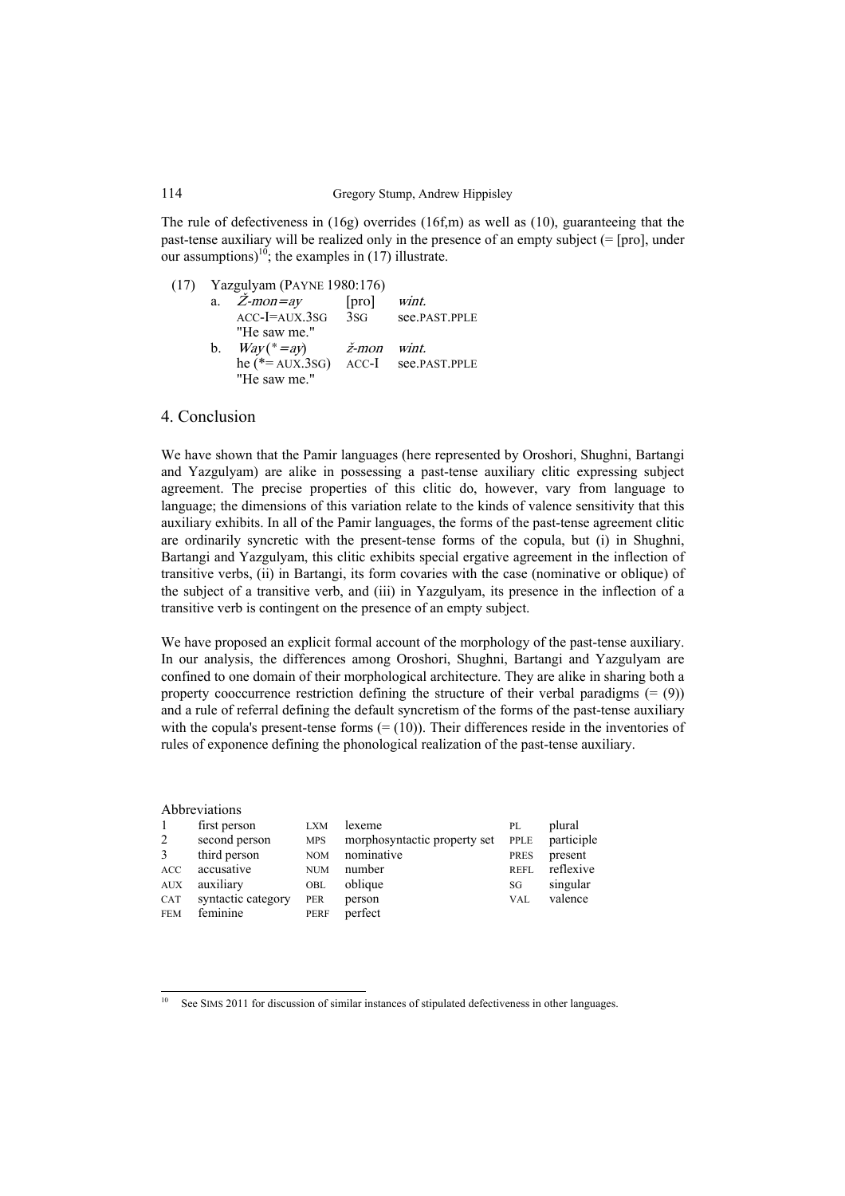The rule of defectiveness in (16g) overrides (16f,m) as well as (10), guaranteeing that the past-tense auxiliary will be realized only in the presence of an empty subject (= [pro], under our assumptions)[10]; the examples in (17) illustrate.

(17) Yazgulyam (PAYNE 1980:176)

a. *Ž-mon=ay* [pro] *wint.*
ACC-I=AUX.3SG 3SG see.PAST.PPLE
"He saw me."

b. *Way* (*=*ay*) *ž-mon* *wint.*
he (*= AUX.3SG) ACC-I see.PAST.PPLE
"He saw me."

## 4. Conclusion

We have shown that the Pamir languages (here represented by Oroshori, Shughni, Bartangi and Yazgulyam) are alike in possessing a past-tense auxiliary clitic expressing subject agreement. The precise properties of this clitic do, however, vary from language to language; the dimensions of this variation relate to the kinds of valence sensitivity that this auxiliary exhibits. In all of the Pamir languages, the forms of the past-tense agreement clitic are ordinarily syncretic with the present-tense forms of the copula, but (i) in Shughni, Bartangi and Yazgulyam, this clitic exhibits special ergative agreement in the inflection of transitive verbs, (ii) in Bartangi, its form covaries with the case (nominative or oblique) of the subject of a transitive verb, and (iii) in Yazgulyam, its presence in the inflection of a transitive verb is contingent on the presence of an empty subject.

We have proposed an explicit formal account of the morphology of the past-tense auxiliary. In our analysis, the differences among Oroshori, Shughni, Bartangi and Yazgulyam are confined to one domain of their morphological architecture. They are alike in sharing both a property cooccurrence restriction defining the structure of their verbal paradigms (= (9)) and a rule of referral defining the default syncretism of the forms of the past-tense auxiliary with the copula's present-tense forms (= (10)). Their differences reside in the inventories of rules of exponence defining the phonological realization of the past-tense auxiliary.

Abbreviations

| | | | | | |
|---|---|---|---|---|---|
| 1 | first person | LXM | lexeme | PL | plural |
| 2 | second person | MPS | morphosyntactic property set | PPLE | participle |
| 3 | third person | NOM | nominative | PRES | present |
| ACC | accusative | NUM | number | REFL | reflexive |
| AUX | auxiliary | OBL | oblique | SG | singular |
| CAT | syntactic category | PER | person | VAL | valence |
| FEM | feminine | PERF | perfect | | |

[10] See SIMS 2011 for discussion of similar instances of stipulated defectiveness in other languages.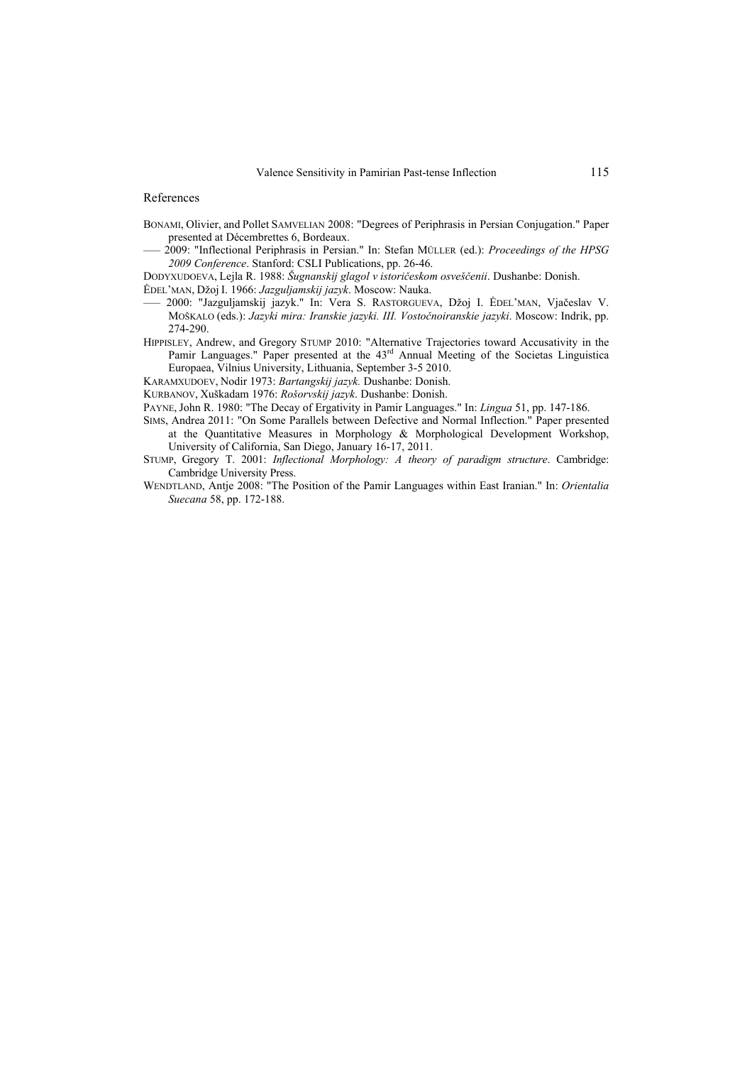## References

BONAMI, Olivier, and Pollet SAMVELIAN 2008: "Degrees of Periphrasis in Persian Conjugation." Paper presented at Décembrettes 6, Bordeaux.

—— 2009: "Inflectional Periphrasis in Persian." In: Stefan MÜLLER (ed.): *Proceedings of the HPSG 2009 Conference*. Stanford: CSLI Publications, pp. 26-46.

DODYXUDOEVA, Lejla R. 1988: *Šugnanskij glagol v istoričeskom osveščenii*. Dushanbe: Donish.

ĖDEL'MAN, Džoj I. 1966: *Jazguljamskij jazyk*. Moscow: Nauka.

—— 2000: "Jazguljamskij jazyk." In: Vera S. RASTORGUEVA, Džoj I. ĖDEL'MAN, Vjačeslav V. MOŠKALO (eds.): *Jazyki mira: Iranskie jazyki. III. Vostočnoiranskie jazyki*. Moscow: Indrik, pp. 274-290.

HIPPISLEY, Andrew, and Gregory STUMP 2010: "Alternative Trajectories toward Accusativity in the Pamir Languages." Paper presented at the 43rd Annual Meeting of the Societas Linguistica Europaea, Vilnius University, Lithuania, September 3-5 2010.

KARAMXUDOEV, Nodir 1973: *Bartangskij jazyk.* Dushanbe: Donish.

KURBANOV, Xuškadam 1976: *Rošorvskij jazyk*. Dushanbe: Donish.

PAYNE, John R. 1980: "The Decay of Ergativity in Pamir Languages." In: *Lingua* 51, pp. 147-186.

SIMS, Andrea 2011: "On Some Parallels between Defective and Normal Inflection." Paper presented at the Quantitative Measures in Morphology & Morphological Development Workshop, University of California, San Diego, January 16-17, 2011.

STUMP, Gregory T. 2001: *Inflectional Morphology: A theory of paradigm structure*. Cambridge: Cambridge University Press.

WENDTLAND, Antje 2008: "The Position of the Pamir Languages within East Iranian." In: *Orientalia Suecana* 58, pp. 172-188.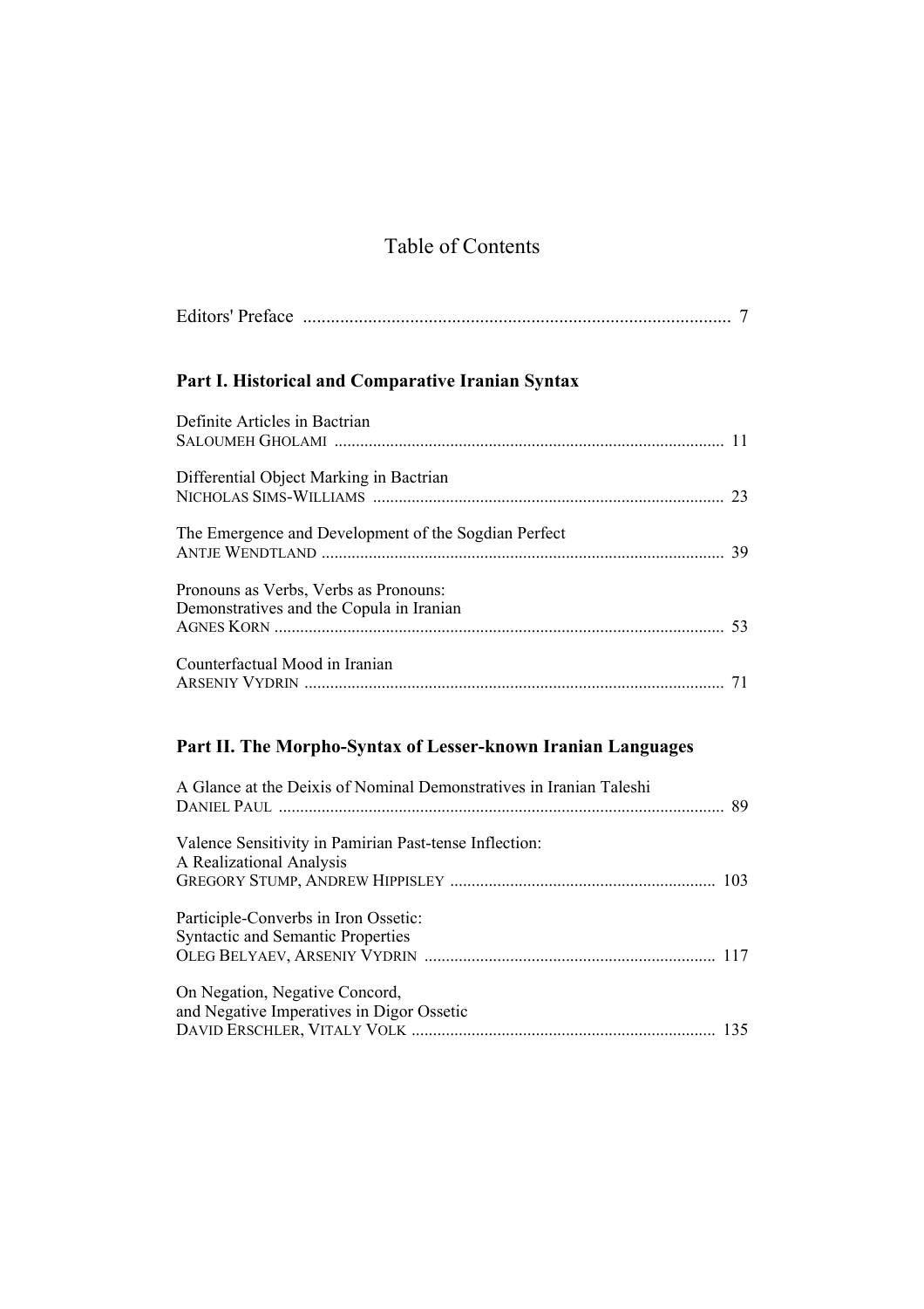# Table of Contents

Editors' Preface ............................................................................................ 7

## Part I. Historical and Comparative Iranian Syntax

Definite Articles in Bactrian
SALOUMEH GHOLAMI ......................................................................................... 11

Differential Object Marking in Bactrian
NICHOLAS SIMS-WILLIAMS ................................................................................. 23

The Emergence and Development of the Sogdian Perfect
ANTJE WENDTLAND ............................................................................................. 39

Pronouns as Verbs, Verbs as Pronouns:
Demonstratives and the Copula in Iranian
AGNES KORN ........................................................................................................ 53

Counterfactual Mood in Iranian
ARSENIY VYDRIN ................................................................................................. 71

## Part II. The Morpho-Syntax of Lesser-known Iranian Languages

A Glance at the Deixis of Nominal Demonstratives in Iranian Taleshi
DANIEL PAUL ....................................................................................................... 89

Valence Sensitivity in Pamirian Past-tense Inflection:
A Realizational Analysis
GREGORY STUMP, ANDREW HIPPISLEY ............................................................. 103

Participle-Converbs in Iron Ossetic:
Syntactic and Semantic Properties
OLEG BELYAEV, ARSENIY VYDRIN ................................................................... 117

On Negation, Negative Concord,
and Negative Imperatives in Digor Ossetic
DAVID ERSCHLER, VITALY VOLK ...................................................................... 135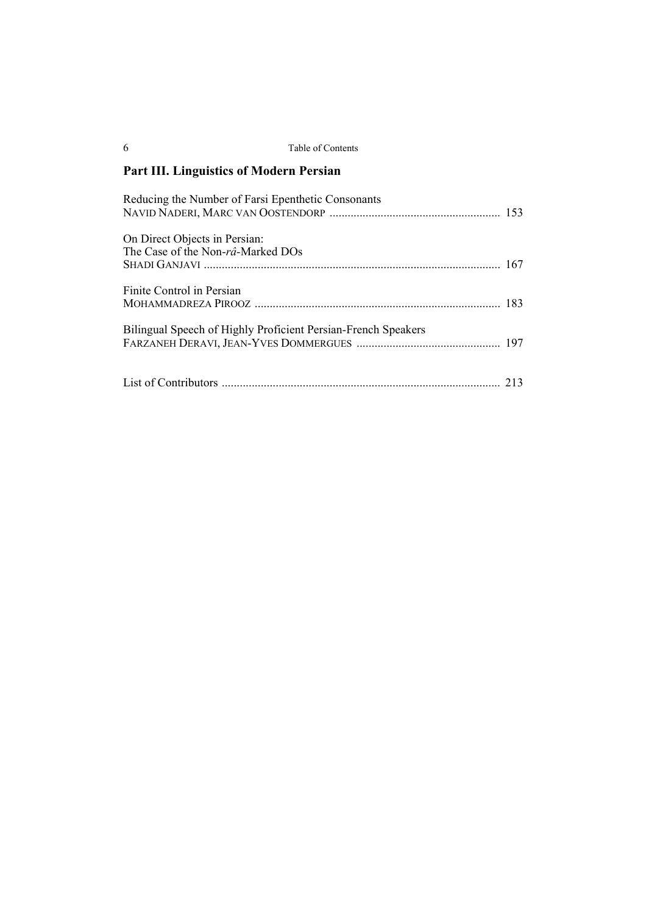## Part III. Linguistics of Modern Persian

Reducing the Number of Farsi Epenthetic Consonants
NAVID NADERI, MARC VAN OOSTENDORP ........................................................ 153

On Direct Objects in Persian:
The Case of the Non-*râ*-Marked DOs
SHADI GANJAVI ................................................................................................ 167

Finite Control in Persian
MOHAMMADREZA PIROOZ ................................................................................ 183

Bilingual Speech of Highly Proficient Persian-French Speakers
FARZANEH DERAVI, JEAN-YVES DOMMERGUES ............................................... 197

List of Contributors ............................................................................................ 213